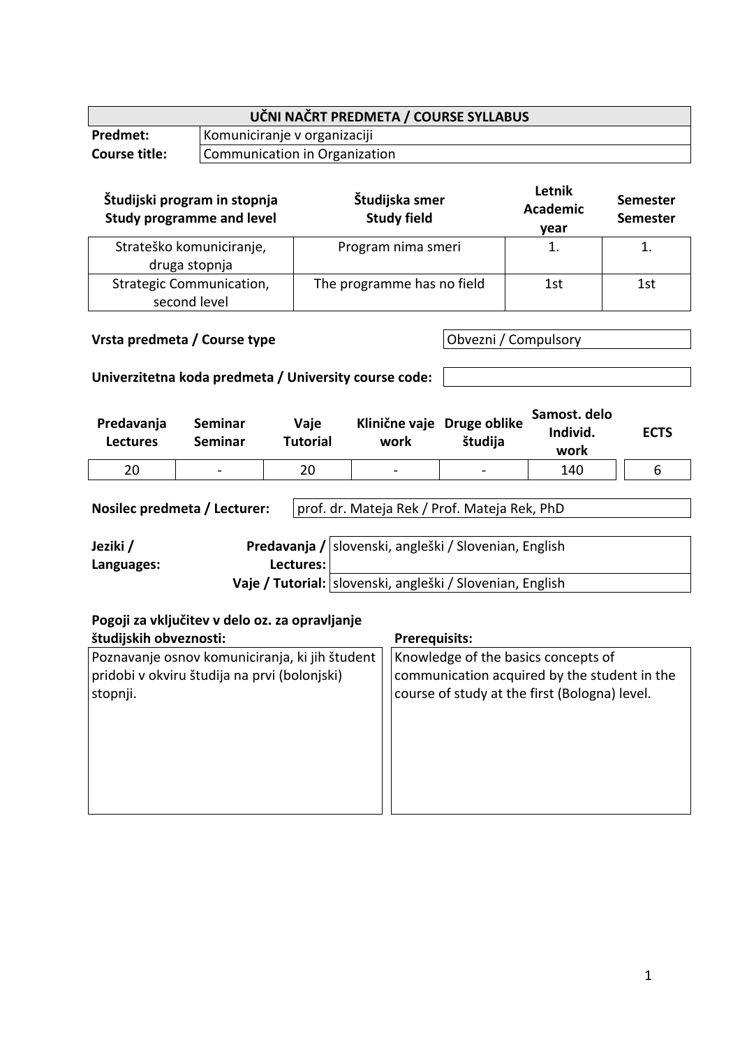| UČNI NAČRT PREDMETA / COURSE SYLLABUS | |
|---|---|
| **Predmet:** | Komuniciranje v organizaciji |
| **Course title:** | Communication in Organization |

| Študijski program in stopnja<br>Study programme and level | Študijska smer<br>Study field | Letnik<br>Academic year | Semester<br>Semester |
|---|---|---|---|
| Strateško komuniciranje, druga stopnja | Program nima smeri | 1. | 1. |
| Strategic Communication, second level | The programme has no field | 1st | 1st |

| **Vrsta predmeta / Course type** | Obvezni / Compulsory |
|---|---|

| **Univerzitetna koda predmeta / University course code:** | |
|---|---|

| Predavanja<br>Lectures | Seminar<br>Seminar | Vaje<br>Tutorial | Klinične vaje<br>work | Druge oblike študija | Samost. delo<br>Individ. work | ECTS |
|---|---|---|---|---|---|---|
| 20 | - | 20 | - | - | 140 | 6 |

| **Nosilec predmeta / Lecturer:** | prof. dr. Mateja Rek / Prof. Mateja Rek, PhD |
|---|---|

| **Jeziki / Languages:** | | |
|---|---|---|
| | **Predavanja / Lectures:** | slovenski, angleški / Slovenian, English |
| | **Vaje / Tutorial:** | slovenski, angleški / Slovenian, English |

| **Pogoji za vključitev v delo oz. za opravljanje študijskih obveznosti:** | **Prerequisits:** |
|---|---|
| Poznavanje osnov komuniciranja, ki jih študent pridobi v okviru študija na prvi (bolonjski) stopnji. | Knowledge of the basics concepts of communication acquired by the student in the course of study at the first (Bologna) level. |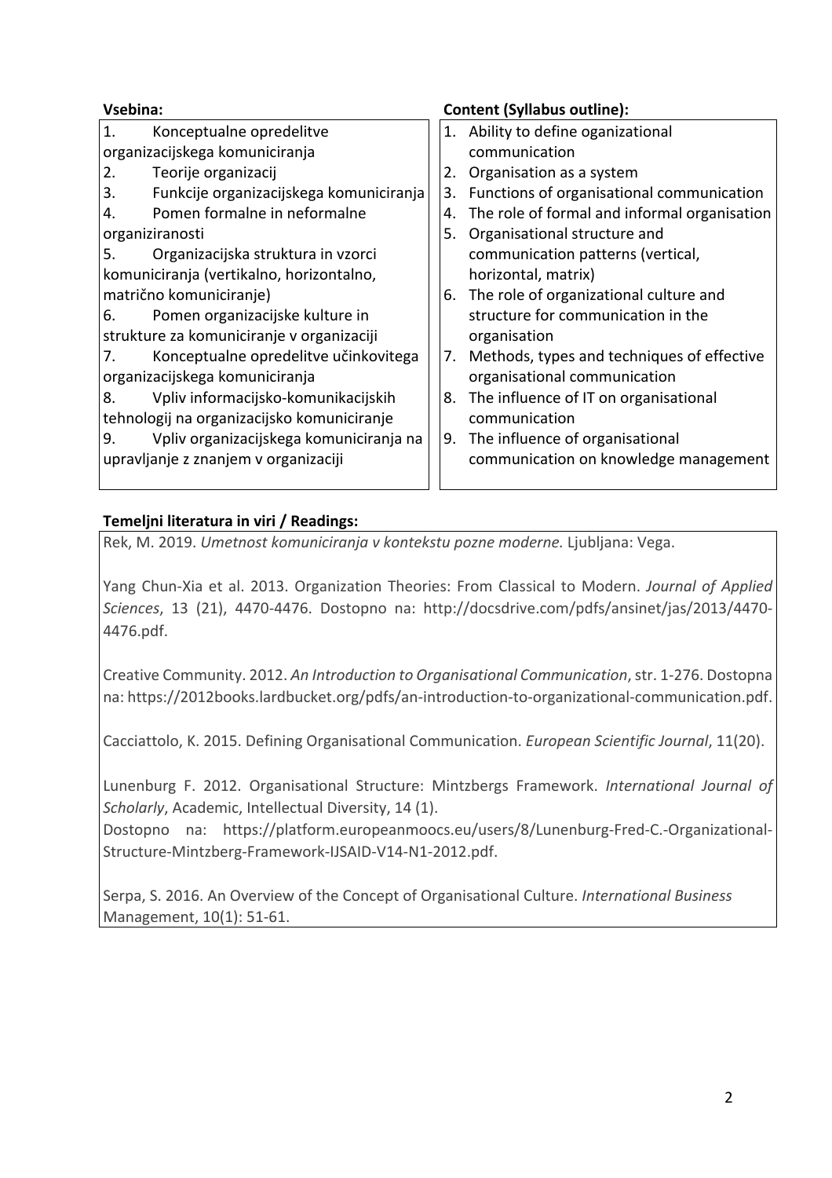| **Vsebina:** | **Content (Syllabus outline):** |
|---|---|
| 1. Konceptualne opredelitve organizacijskega komuniciranja<br>2. Teorije organizacij<br>3. Funkcije organizacijskega komuniciranja<br>4. Pomen formalne in neformalne organiziranosti<br>5. Organizacijska struktura in vzorci komuniciranja (vertikalno, horizontalno, matrično komuniciranje)<br>6. Pomen organizacijske kulture in strukture za komuniciranje v organizaciji<br>7. Konceptualne opredelitve učinkovitega organizacijskega komuniciranja<br>8. Vpliv informacijsko-komunikacijskih tehnologij na organizacijsko komuniciranje<br>9. Vpliv organizacijskega komuniciranja na upravljanje z znanjem v organizaciji | 1. Ability to define oganizational communication<br>2. Organisation as a system<br>3. Functions of organisational communication<br>4. The role of formal and informal organisation<br>5. Organisational structure and communication patterns (vertical, horizontal, matrix)<br>6. The role of organizational culture and structure for communication in the organisation<br>7. Methods, types and techniques of effective organisational communication<br>8. The influence of IT on organisational communication<br>9. The influence of organisational communication on knowledge management |

**Temeljni literatura in viri / Readings:**

Rek, M. 2019. *Umetnost komuniciranja v kontekstu pozne moderne.* Ljubljana: Vega.

Yang Chun-Xia et al. 2013. Organization Theories: From Classical to Modern. *Journal of Applied Sciences*, 13 (21), 4470-4476. Dostopno na: http://docsdrive.com/pdfs/ansinet/jas/2013/4470-4476.pdf.

Creative Community. 2012. *An Introduction to Organisational Communication*, str. 1-276. Dostopna na: https://2012books.lardbucket.org/pdfs/an-introduction-to-organizational-communication.pdf.

Cacciattolo, K. 2015. Defining Organisational Communication. *European Scientific Journal*, 11(20).

Lunenburg F. 2012. Organisational Structure: Mintzbergs Framework. *International Journal of Scholarly*, Academic, Intellectual Diversity, 14 (1).
Dostopno na: https://platform.europeanmoocs.eu/users/8/Lunenburg-Fred-C.-Organizational-Structure-Mintzberg-Framework-IJSAID-V14-N1-2012.pdf.

Serpa, S. 2016. An Overview of the Concept of Organisational Culture. *International Business* Management, 10(1): 51-61.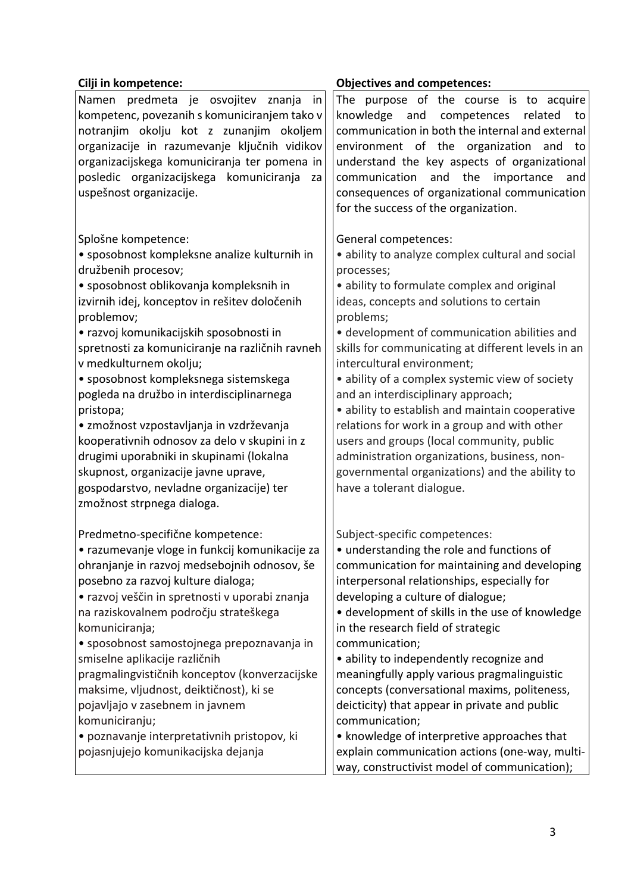| **Cilji in kompetence:** | **Objectives and competences:** |
|---|---|
| Namen predmeta je osvojitev znanja in kompetenc, povezanih s komuniciranjem tako v notranjim okolju kot z zunanjim okoljem organizacije in razumevanje ključnih vidikov organizacijskega komuniciranja ter pomena in posledic organizacijskega komuniciranja za uspešnost organizacije.<br><br>Splošne kompetence:<br>• sposobnost kompleksne analize kulturnih in družbenih procesov;<br>• sposobnost oblikovanja kompleksnih in izvirnih idej, konceptov in rešitev določenih problemov;<br>• razvoj komunikacijskih sposobnosti in spretnosti za komuniciranje na različnih ravneh v medkulturnem okolju;<br>• sposobnost kompleksnega sistemskega pogleda na družbo in interdisciplinarnega pristopa;<br>• zmožnost vzpostavljanja in vzdrževanja kooperativnih odnosov za delo v skupini in z drugimi uporabniki in skupinami (lokalna skupnost, organizacije javne uprave, gospodarstvo, nevladne organizacije) ter zmožnost strpnega dialoga.<br><br>Predmetno-specifične kompetence:<br>• razumevanje vloge in funkcij komunikacije za ohranjanje in razvoj medsebojnih odnosov, še posebno za razvoj kulture dialoga;<br>• razvoj veščin in spretnosti v uporabi znanja na raziskovalnem področju strateškega komuniciranja;<br>• sposobnost samostojnega prepoznavanja in smiselne aplikacije različnih pragmalingvističnih konceptov (konverzacijske maksime, vljudnost, deiktičnost), ki se pojavljajo v zasebnem in javnem komuniciranju;<br>• poznavanje interpretativnih pristopov, ki pojasnjujejo komunikacijska dejanja | The purpose of the course is to acquire knowledge and competences related to communication in both the internal and external environment of the organization and to understand the key aspects of organizational communication and the importance and consequences of organizational communication for the success of the organization.<br><br>General competences:<br>• ability to analyze complex cultural and social processes;<br>• ability to formulate complex and original ideas, concepts and solutions to certain problems;<br>• development of communication abilities and skills for communicating at different levels in an intercultural environment;<br>• ability of a complex systemic view of society and an interdisciplinary approach;<br>• ability to establish and maintain cooperative relations for work in a group and with other users and groups (local community, public administration organizations, business, non-governmental organizations) and the ability to have a tolerant dialogue.<br><br>Subject-specific competences:<br>• understanding the role and functions of communication for maintaining and developing interpersonal relationships, especially for developing a culture of dialogue;<br>• development of skills in the use of knowledge in the research field of strategic communication;<br>• ability to independently recognize and meaningfully apply various pragmalinguistic concepts (conversational maxims, politeness, deicticity) that appear in private and public communication;<br>• knowledge of interpretive approaches that explain communication actions (one-way, multi-way, constructivist model of communication); |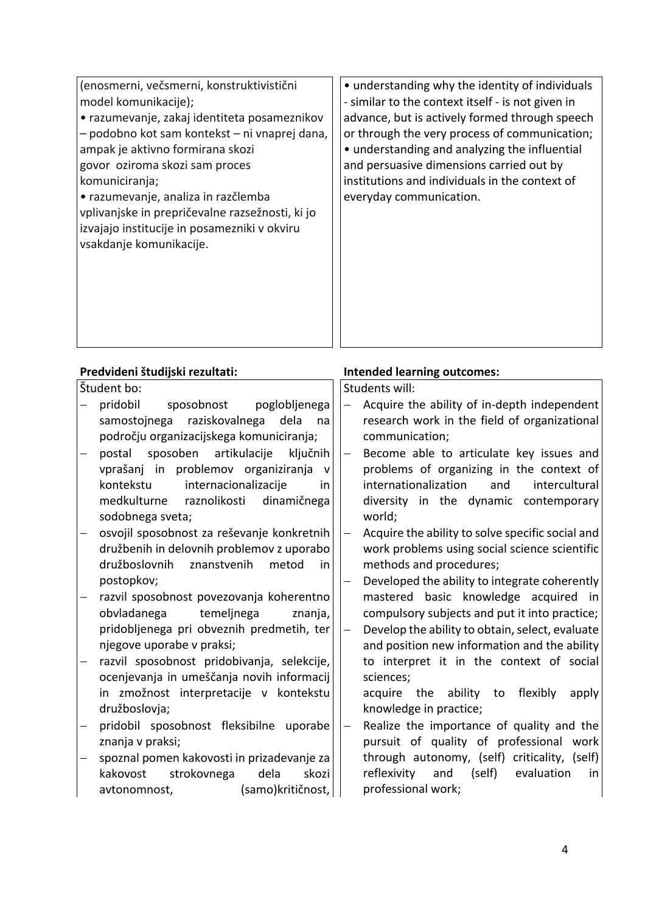| | |
|---|---|
| (enosmerni, večsmerni, konstruktivistični model komunikacije);<br>• razumevanje, zakaj identiteta posameznikov – podobno kot sam kontekst – ni vnaprej dana, ampak je aktivno formirana skozi govor oziroma skozi sam proces komuniciranja;<br>• razumevanje, analiza in razčlemba vplivanjske in prepričevalne razsežnosti, ki jo izvajajo institucije in posamezniki v okviru vsakdanje komunikacije. | • understanding why the identity of individuals - similar to the context itself - is not given in advance, but is actively formed through speech or through the very process of communication;<br>• understanding and analyzing the influential and persuasive dimensions carried out by institutions and individuals in the context of everyday communication. |

| **Predvideni študijski rezultati:** | **Intended learning outcomes:** |
|---|---|
| Študent bo:<br>– pridobil sposobnost poglobljenega samostojnega raziskovalnega dela na področju organizacijskega komuniciranja;<br>– postal sposoben artikulacije ključnih vprašanj in problemov organiziranja v kontekstu internacionalizacije in medkulturne raznolikosti dinamičnega sodobnega sveta;<br>– osvojil sposobnost za reševanje konkretnih družbenih in delovnih problemov z uporabo družboslovnih znanstvenih metod in postopkov;<br>– razvil sposobnost povezovanja koherentno obvladanega temeljnega znanja, pridobljenega pri obveznih predmetih, ter njegove uporabe v praksi;<br>– razvil sposobnost pridobivanja, selekcije, ocenjevanja in umeščanja novih informacij in zmožnost interpretacije v kontekstu družboslovja;<br>– pridobil sposobnost fleksibilne uporabe znanja v praksi;<br>– spoznal pomen kakovosti in prizadevanje za kakovost strokovnega dela skozi avtonomnost, (samo)kritičnost, | Students will:<br>– Acquire the ability of in-depth independent research work in the field of organizational communication;<br>– Become able to articulate key issues and problems of organizing in the context of internationalization and intercultural diversity in the dynamic contemporary world;<br>– Acquire the ability to solve specific social and work problems using social science scientific methods and procedures;<br>– Developed the ability to integrate coherently mastered basic knowledge acquired in compulsory subjects and put it into practice;<br>– Develop the ability to obtain, select, evaluate and position new information and the ability to interpret it in the context of social sciences;<br>acquire the ability to flexibly apply knowledge in practice;<br>– Realize the importance of quality and the pursuit of quality of professional work through autonomy, (self) criticality, (self) reflexivity and (self) evaluation in professional work; |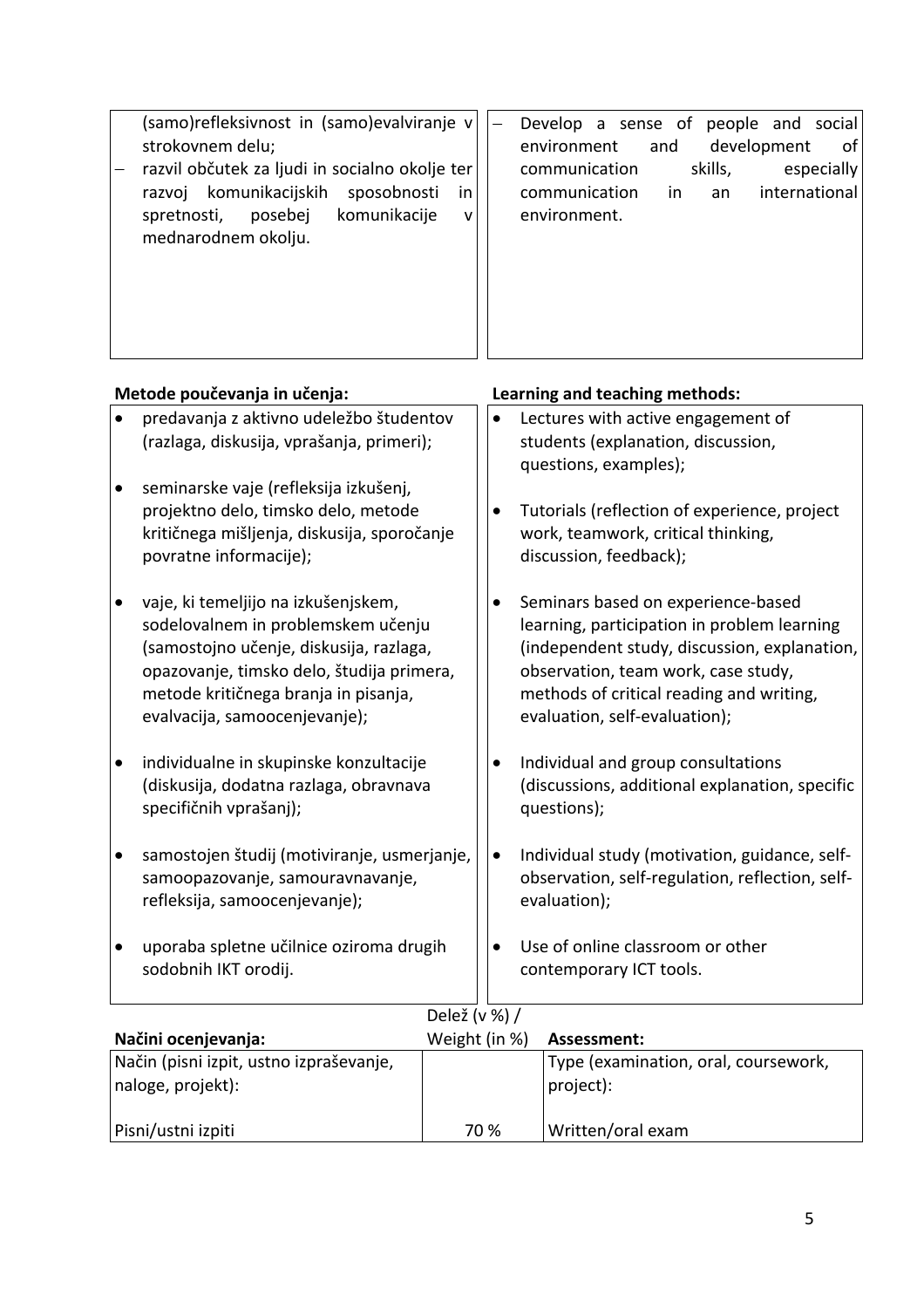| | |
|---|---|
| (samo)refleksivnost in (samo)evalviranje v strokovnem delu;<br>– razvil občutek za ljudi in socialno okolje ter razvoj komunikacijskih sposobnosti in spretnosti, posebej komunikacije v mednarodnem okolju. | – Develop a sense of people and social environment and development of communication skills, especially communication in an international environment. |

| Metode poučevanja in učenja: | Learning and teaching methods: |
|---|---|
| • predavanja z aktivno udeležbo študentov (razlaga, diskusija, vprašanja, primeri);<br><br>• seminarske vaje (refleksija izkušenj, projektno delo, timsko delo, metode kritičnega mišljenja, diskusija, sporočanje povratne informacije);<br><br>• vaje, ki temeljijo na izkušenjskem, sodelovalnem in problemskem učenju (samostojno učenje, diskusija, razlaga, opazovanje, timsko delo, študija primera, metode kritičnega branja in pisanja, evalvacija, samoocenjevanje);<br><br>• individualne in skupinske konzultacije (diskusija, dodatna razlaga, obravnava specifičnih vprašanj);<br><br>• samostojen študij (motiviranje, usmerjanje, samoopazovanje, samouravnavanje, refleksija, samoocenjevanje);<br><br>• uporaba spletne učilnice oziroma drugih sodobnih IKT orodij. | • Lectures with active engagement of students (explanation, discussion, questions, examples);<br><br>• Tutorials (reflection of experience, project work, teamwork, critical thinking, discussion, feedback);<br><br>• Seminars based on experience-based learning, participation in problem learning (independent study, discussion, explanation, observation, team work, case study, methods of critical reading and writing, evaluation, self-evaluation);<br><br>• Individual and group consultations (discussions, additional explanation, specific questions);<br><br>• Individual study (motivation, guidance, self-observation, self-regulation, reflection, self-evaluation);<br><br>• Use of online classroom or other contemporary ICT tools. |

| Načini ocenjevanja: | Delež (v %) / Weight (in %) | Assessment: |
|---|---|---|
| Način (pisni izpit, ustno izpraševanje, naloge, projekt): | | Type (examination, oral, coursework, project): |
| Pisni/ustni izpiti | 70 % | Written/oral exam |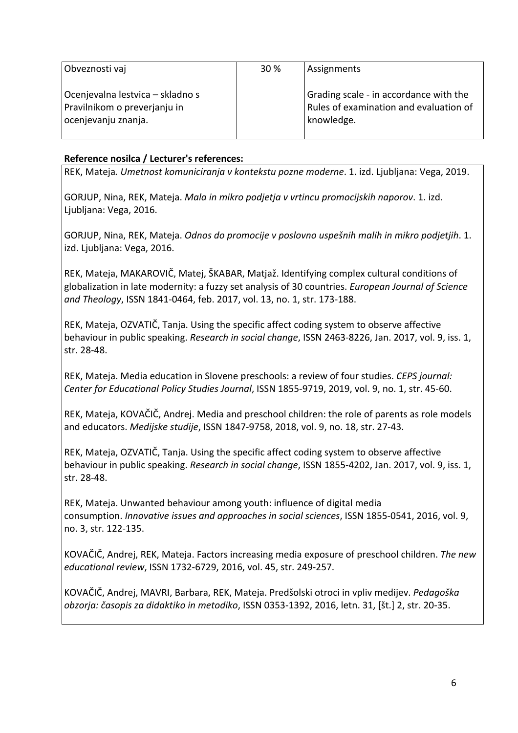| Obveznosti vaj<br><br>Ocenjevalna lestvica – skladno s Pravilnikom o preverjanju in ocenjevanju znanja. | 30 % | Assignments<br><br>Grading scale - in accordance with the Rules of examination and evaluation of knowledge. |
|---|---|---|

**Reference nosilca / Lecturer's references:**

REK, Mateja*. Umetnost komuniciranja v kontekstu pozne moderne*. 1. izd. Ljubljana: Vega, 2019.

GORJUP, Nina, REK, Mateja. *Mala in mikro podjetja v vrtincu promocijskih naporov*. 1. izd. Ljubljana: Vega, 2016.

GORJUP, Nina, REK, Mateja. *Odnos do promocije v poslovno uspešnih malih in mikro podjetjih*. 1. izd. Ljubljana: Vega, 2016.

REK, Mateja, MAKAROVIČ, Matej, ŠKABAR, Matjaž. Identifying complex cultural conditions of globalization in late modernity: a fuzzy set analysis of 30 countries. *European Journal of Science and Theology*, ISSN 1841-0464, feb. 2017, vol. 13, no. 1, str. 173-188.

REK, Mateja, OZVATIČ, Tanja. Using the specific affect coding system to observe affective behaviour in public speaking. *Research in social change*, ISSN 2463-8226, Jan. 2017, vol. 9, iss. 1, str. 28-48.

REK, Mateja. Media education in Slovene preschools: a review of four studies. *CEPS journal: Center for Educational Policy Studies Journal*, ISSN 1855-9719, 2019, vol. 9, no. 1, str. 45-60.

REK, Mateja, KOVAČIČ, Andrej. Media and preschool children: the role of parents as role models and educators. *Medijske studije*, ISSN 1847-9758, 2018, vol. 9, no. 18, str. 27-43.

REK, Mateja, OZVATIČ, Tanja. Using the specific affect coding system to observe affective behaviour in public speaking. *Research in social change*, ISSN 1855-4202, Jan. 2017, vol. 9, iss. 1, str. 28-48.

REK, Mateja. Unwanted behaviour among youth: influence of digital media consumption. *Innovative issues and approaches in social sciences*, ISSN 1855-0541, 2016, vol. 9, no. 3, str. 122-135.

KOVAČIČ, Andrej, REK, Mateja. Factors increasing media exposure of preschool children. *The new educational review*, ISSN 1732-6729, 2016, vol. 45, str. 249-257.

KOVAČIČ, Andrej, MAVRI, Barbara, REK, Mateja. Predšolski otroci in vpliv medijev. *Pedagoška obzorja: časopis za didaktiko in metodiko*, ISSN 0353-1392, 2016, letn. 31, [št.] 2, str. 20-35.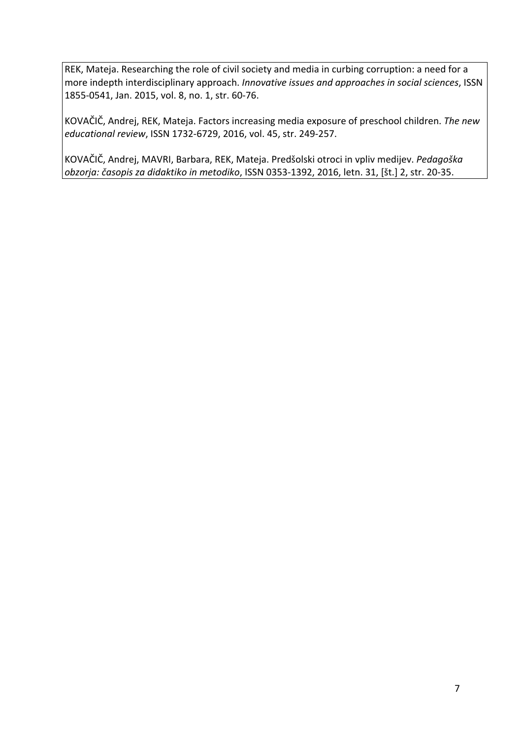REK, Mateja. Researching the role of civil society and media in curbing corruption: a need for a more indepth interdisciplinary approach. *Innovative issues and approaches in social sciences*, ISSN 1855-0541, Jan. 2015, vol. 8, no. 1, str. 60-76.

KOVAČIČ, Andrej, REK, Mateja. Factors increasing media exposure of preschool children. *The new educational review*, ISSN 1732-6729, 2016, vol. 45, str. 249-257.

KOVAČIČ, Andrej, MAVRI, Barbara, REK, Mateja. Predšolski otroci in vpliv medijev. *Pedagoška obzorja: časopis za didaktiko in metodiko*, ISSN 0353-1392, 2016, letn. 31, [št.] 2, str. 20-35.